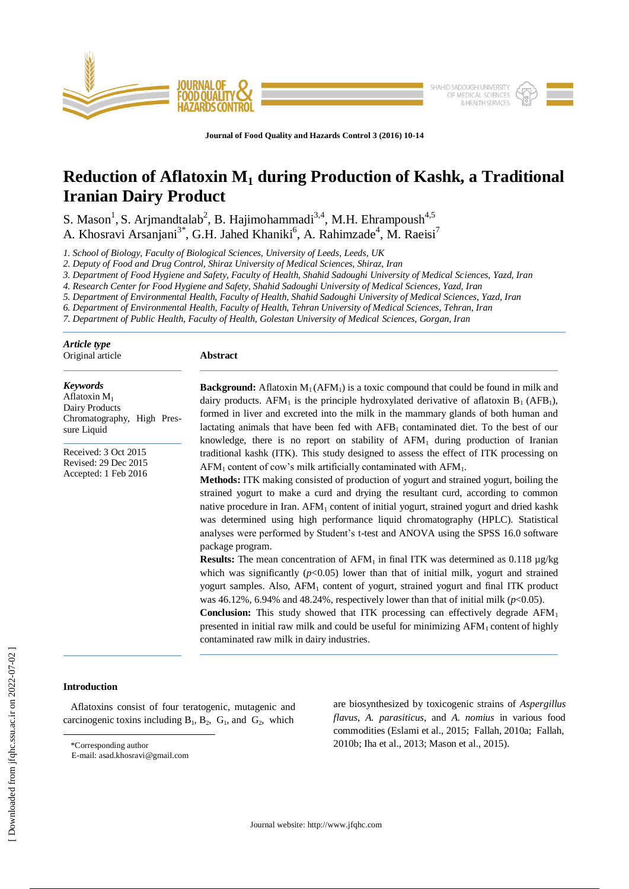# Reduction of Aflatoxin $M_1$ during Production of Kashk, a Traditional Iranian Dairy Product

S. Mason[1], S. Arjmandtalab[2], B. Hajimohammadi[3,4], M.H. Ehrampoush[4,5]
A. Khosravi Arsanjani[3*], G.H. Jahed Khaniki[6], A. Rahimzade[4], M. Raeisi[7]

*1. School of Biology, Faculty of Biological Sciences, University of Leeds, Leeds, UK*
*2. Deputy of Food and Drug Control, Shiraz University of Medical Sciences, Shiraz, Iran*
*3. Department of Food Hygiene and Safety, Faculty of Health, Shahid Sadoughi University of Medical Sciences, Yazd, Iran*
*4. Research Center for Food Hygiene and Safety, Shahid Sadoughi University of Medical Sciences, Yazd, Iran*
*5. Department of Environmental Health, Faculty of Health, Shahid Sadoughi University of Medical Sciences, Yazd, Iran*
*6. Department of Environmental Health, Faculty of Health, Tehran University of Medical Sciences, Tehran, Iran*
*7. Department of Public Health, Faculty of Health, Golestan University of Medical Sciences, Gorgan, Iran*

***Article type***
Original article

***Keywords***
Aflatoxin $M_1$
Dairy Products
Chromatography, High Pressure Liquid

Received: 3 Oct 2015
Revised: 29 Dec 2015
Accepted: 1 Feb 2016

## Abstract

**Background:** Aflatoxin $M_1$ ($AFM_1$) is a toxic compound that could be found in milk and dairy products. $AFM_1$ is the principle hydroxylated derivative of aflatoxin $B_1$ ($AFB_1$), formed in liver and excreted into the milk in the mammary glands of both human and lactating animals that have been fed with $AFB_1$ contaminated diet. To the best of our knowledge, there is no report on stability of $AFM_1$ during production of Iranian traditional kashk (ITK). This study designed to assess the effect of ITK processing on $AFM_1$ content of cow's milk artificially contaminated with $AFM_1$.

**Methods:** ITK making consisted of production of yogurt and strained yogurt, boiling the strained yogurt to make a curd and drying the resultant curd, according to common native procedure in Iran. $AFM_1$ content of initial yogurt, strained yogurt and dried kashk was determined using high performance liquid chromatography (HPLC). Statistical analyses were performed by Student's t-test and ANOVA using the SPSS 16.0 software package program.

**Results:** The mean concentration of $AFM_1$ in final ITK was determined as 0.118 µg/kg which was significantly ($p<0.05$) lower than that of initial milk, yogurt and strained yogurt samples. Also, $AFM_1$ content of yogurt, strained yogurt and final ITK product was 46.12%, 6.94% and 48.24%, respectively lower than that of initial milk ($p<0.05$).

**Conclusion:** This study showed that ITK processing can effectively degrade $AFM_1$ presented in initial raw milk and could be useful for minimizing $AFM_1$ content of highly contaminated raw milk in dairy industries.

## Introduction

Aflatoxins consist of four teratogenic, mutagenic and carcinogenic toxins including $B_1$, $B_2$, $G_1$, and $G_2$, which are biosynthesized by toxicogenic strains of *Aspergillus flavus*, *A. parasiticus*, and *A. nomius* in various food commodities (Eslami et al., 2015; Fallah, 2010a; Fallah, 2010b; Iha et al., 2013; Mason et al., 2015).

*Corresponding author
E-mail: asad.khosravi@gmail.com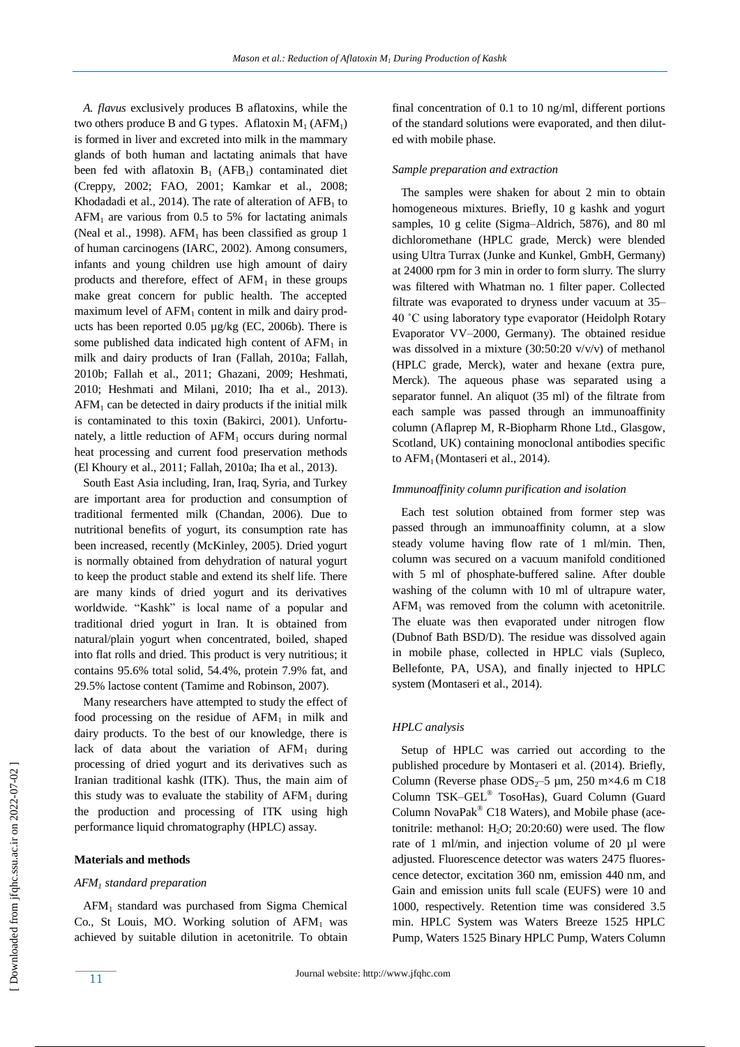*A. flavus* exclusively produces B aflatoxins, while the two others produce B and G types. Aflatoxin $M_1$ ($AFM_1$) is formed in liver and excreted into milk in the mammary glands of both human and lactating animals that have been fed with aflatoxin $B_1$ ($AFB_1$) contaminated diet (Creppy, 2002; FAO, 2001; Kamkar et al., 2008; Khodadadi et al., 2014). The rate of alteration of $AFB_1$ to $AFM_1$ are various from 0.5 to 5% for lactating animals (Neal et al., 1998). $AFM_1$ has been classified as group 1 of human carcinogens (IARC, 2002). Among consumers, infants and young children use high amount of dairy products and therefore, effect of $AFM_1$ in these groups make great concern for public health. The accepted maximum level of $AFM_1$ content in milk and dairy products has been reported 0.05 µg/kg (EC, 2006b). There is some published data indicated high content of $AFM_1$ in milk and dairy products of Iran (Fallah, 2010a; Fallah, 2010b; Fallah et al., 2011; Ghazani, 2009; Heshmati, 2010; Heshmati and Milani, 2010; Iha et al., 2013). $AFM_1$ can be detected in dairy products if the initial milk is contaminated to this toxin (Bakirci, 2001). Unfortunately, a little reduction of $AFM_1$ occurs during normal heat processing and current food preservation methods (El Khoury et al., 2011; Fallah, 2010a; Iha et al., 2013).

South East Asia including, Iran, Iraq, Syria, and Turkey are important area for production and consumption of traditional fermented milk (Chandan, 2006). Due to nutritional benefits of yogurt, its consumption rate has been increased, recently (McKinley, 2005). Dried yogurt is normally obtained from dehydration of natural yogurt to keep the product stable and extend its shelf life. There are many kinds of dried yogurt and its derivatives worldwide. "Kashk" is local name of a popular and traditional dried yogurt in Iran. It is obtained from natural/plain yogurt when concentrated, boiled, shaped into flat rolls and dried. This product is very nutritious; it contains 95.6% total solid, 54.4%, protein 7.9% fat, and 29.5% lactose content (Tamime and Robinson, 2007).

Many researchers have attempted to study the effect of food processing on the residue of $AFM_1$ in milk and dairy products. To the best of our knowledge, there is lack of data about the variation of $AFM_1$ during processing of dried yogurt and its derivatives such as Iranian traditional kashk (ITK). Thus, the main aim of this study was to evaluate the stability of $AFM_1$ during the production and processing of ITK using high performance liquid chromatography (HPLC) assay.

## Materials and methods

### *$AFM_1$ standard preparation*

$AFM_1$ standard was purchased from Sigma Chemical Co., St Louis, MO. Working solution of $AFM_1$ was achieved by suitable dilution in acetonitrile. To obtain final concentration of 0.1 to 10 ng/ml, different portions of the standard solutions were evaporated, and then diluted with mobile phase.

### *Sample preparation and extraction*

The samples were shaken for about 2 min to obtain homogeneous mixtures. Briefly, 10 g kashk and yogurt samples, 10 g celite (Sigma–Aldrich, 5876), and 80 ml dichloromethane (HPLC grade, Merck) were blended using Ultra Turrax (Junke and Kunkel, GmbH, Germany) at 24000 rpm for 3 min in order to form slurry. The slurry was filtered with Whatman no. 1 filter paper. Collected filtrate was evaporated to dryness under vacuum at 35–40 ˚C using laboratory type evaporator (Heidolph Rotary Evaporator VV–2000, Germany). The obtained residue was dissolved in a mixture (30:50:20 v/v/v) of methanol (HPLC grade, Merck), water and hexane (extra pure, Merck). The aqueous phase was separated using a separator funnel. An aliquot (35 ml) of the filtrate from each sample was passed through an immunoaffinity column (Aflaprep M, R-Biopharm Rhone Ltd., Glasgow, Scotland, UK) containing monoclonal antibodies specific to $AFM_1$ (Montaseri et al., 2014).

### *Immunoaffinity column purification and isolation*

Each test solution obtained from former step was passed through an immunoaffinity column, at a slow steady volume having flow rate of 1 ml/min. Then, column was secured on a vacuum manifold conditioned with 5 ml of phosphate-buffered saline. After double washing of the column with 10 ml of ultrapure water, $AFM_1$ was removed from the column with acetonitrile. The eluate was then evaporated under nitrogen flow (Dubnof Bath BSD/D). The residue was dissolved again in mobile phase, collected in HPLC vials (Supleco, Bellefonte, PA, USA), and finally injected to HPLC system (Montaseri et al., 2014).

### *HPLC analysis*

Setup of HPLC was carried out according to the published procedure by Montaseri et al. (2014). Briefly, Column (Reverse phase $ODS_2$–5 µm, 250 m×4.6 m C18 Column TSK–GEL® TosoHas), Guard Column (Guard Column NovaPak® C18 Waters), and Mobile phase (acetonitrile: methanol: $H_2O$; 20:20:60) were used. The flow rate of 1 ml/min, and injection volume of 20 µl were adjusted. Fluorescence detector was waters 2475 fluorescence detector, excitation 360 nm, emission 440 nm, and Gain and emission units full scale (EUFS) were 10 and 1000, respectively. Retention time was considered 3.5 min. HPLC System was Waters Breeze 1525 HPLC Pump, Waters 1525 Binary HPLC Pump, Waters Column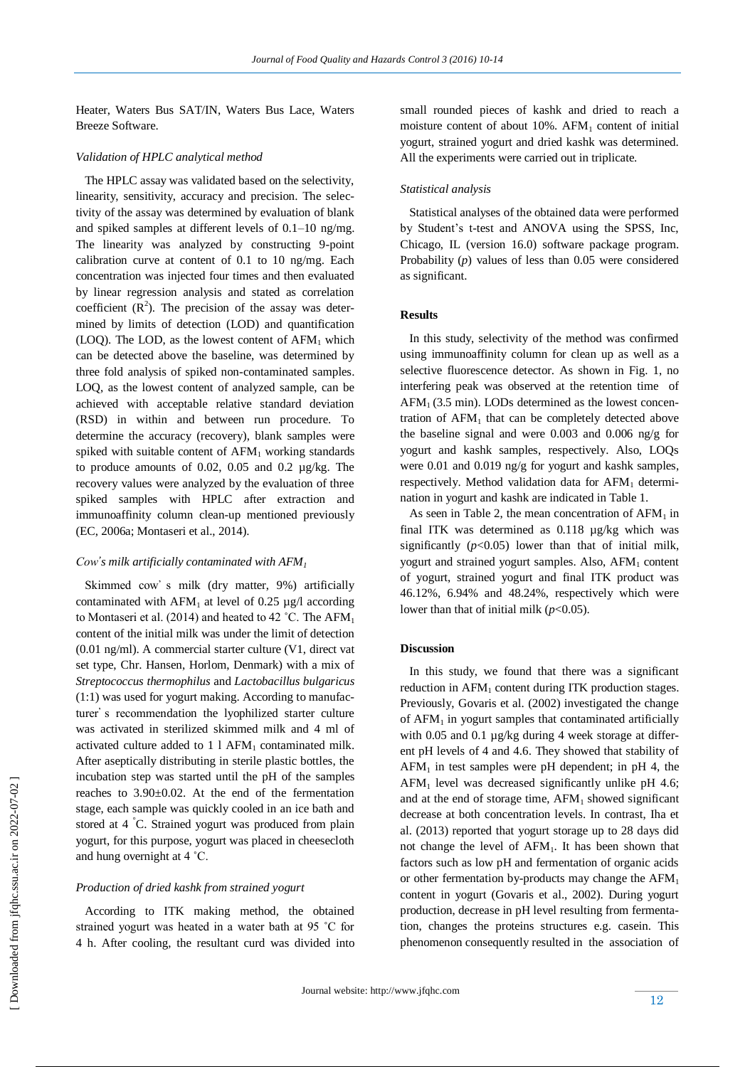Heater, Waters Bus SAT/IN, Waters Bus Lace, Waters Breeze Software.

### *Validation of HPLC analytical method*

The HPLC assay was validated based on the selectivity, linearity, sensitivity, accuracy and precision. The selectivity of the assay was determined by evaluation of blank and spiked samples at different levels of 0.1–10 ng/mg. The linearity was analyzed by constructing 9-point calibration curve at content of 0.1 to 10 ng/mg. Each concentration was injected four times and then evaluated by linear regression analysis and stated as correlation coefficient ($R^2$). The precision of the assay was determined by limits of detection (LOD) and quantification (LOQ). The LOD, as the lowest content of $AFM_1$ which can be detected above the baseline, was determined by three fold analysis of spiked non-contaminated samples. LOQ, as the lowest content of analyzed sample, can be achieved with acceptable relative standard deviation (RSD) in within and between run procedure. To determine the accuracy (recovery), blank samples were spiked with suitable content of $AFM_1$ working standards to produce amounts of 0.02, 0.05 and 0.2 µg/kg. The recovery values were analyzed by the evaluation of three spiked samples with HPLC after extraction and immunoaffinity column clean-up mentioned previously (EC, 2006a; Montaseri et al., 2014).

### *Cow's milk artificially contaminated with $AFM_1$*

Skimmed cow' s milk (dry matter, 9%) artificially contaminated with $AFM_1$ at level of 0.25 µg/l according to Montaseri et al. (2014) and heated to 42 ˚C. The $AFM_1$ content of the initial milk was under the limit of detection (0.01 ng/ml). A commercial starter culture (V1, direct vat set type, Chr. Hansen, Horlom, Denmark) with a mix of *Streptococcus thermophilus* and *Lactobacillus bulgaricus* (1:1) was used for yogurt making. According to manufacturer' s recommendation the lyophilized starter culture was activated in sterilized skimmed milk and 4 ml of activated culture added to 1 l $AFM_1$ contaminated milk. After aseptically distributing in sterile plastic bottles, the incubation step was started until the pH of the samples reaches to 3.90±0.02. At the end of the fermentation stage, each sample was quickly cooled in an ice bath and stored at 4 ˚C. Strained yogurt was produced from plain yogurt, for this purpose, yogurt was placed in cheesecloth and hung overnight at 4 ˚C.

### *Production of dried kashk from strained yogurt*

According to ITK making method, the obtained strained yogurt was heated in a water bath at 95 ˚C for 4 h. After cooling, the resultant curd was divided into small rounded pieces of kashk and dried to reach a moisture content of about 10%. $AFM_1$ content of initial yogurt, strained yogurt and dried kashk was determined. All the experiments were carried out in triplicate.

### *Statistical analysis*

Statistical analyses of the obtained data were performed by Student's t-test and ANOVA using the SPSS, Inc, Chicago, IL (version 16.0) software package program. Probability (*p*) values of less than 0.05 were considered as significant.

## Results

In this study, selectivity of the method was confirmed using immunoaffinity column for clean up as well as a selective fluorescence detector. As shown in Fig. 1, no interfering peak was observed at the retention time of $AFM_1$ (3.5 min). LODs determined as the lowest concentration of $AFM_1$ that can be completely detected above the baseline signal and were 0.003 and 0.006 ng/g for yogurt and kashk samples, respectively. Also, LOQs were 0.01 and 0.019 ng/g for yogurt and kashk samples, respectively. Method validation data for $AFM_1$ determination in yogurt and kashk are indicated in Table 1.

As seen in Table 2, the mean concentration of $AFM_1$ in final ITK was determined as 0.118 µg/kg which was significantly ($p<0.05$) lower than that of initial milk, yogurt and strained yogurt samples. Also, $AFM_1$ content of yogurt, strained yogurt and final ITK product was 46.12%, 6.94% and 48.24%, respectively which were lower than that of initial milk ($p<0.05$).

## Discussion

In this study, we found that there was a significant reduction in $AFM_1$ content during ITK production stages. Previously, Govaris et al. (2002) investigated the change of $AFM_1$ in yogurt samples that contaminated artificially with 0.05 and 0.1 µg/kg during 4 week storage at different pH levels of 4 and 4.6. They showed that stability of $AFM_1$ in test samples were pH dependent; in pH 4, the $AFM_1$ level was decreased significantly unlike pH 4.6; and at the end of storage time, $AFM_1$ showed significant decrease at both concentration levels. In contrast, Iha et al. (2013) reported that yogurt storage up to 28 days did not change the level of $AFM_1$. It has been shown that factors such as low pH and fermentation of organic acids or other fermentation by-products may change the $AFM_1$ content in yogurt (Govaris et al., 2002). During yogurt production, decrease in pH level resulting from fermentation, changes the proteins structures e.g. casein. This phenomenon consequently resulted in the association of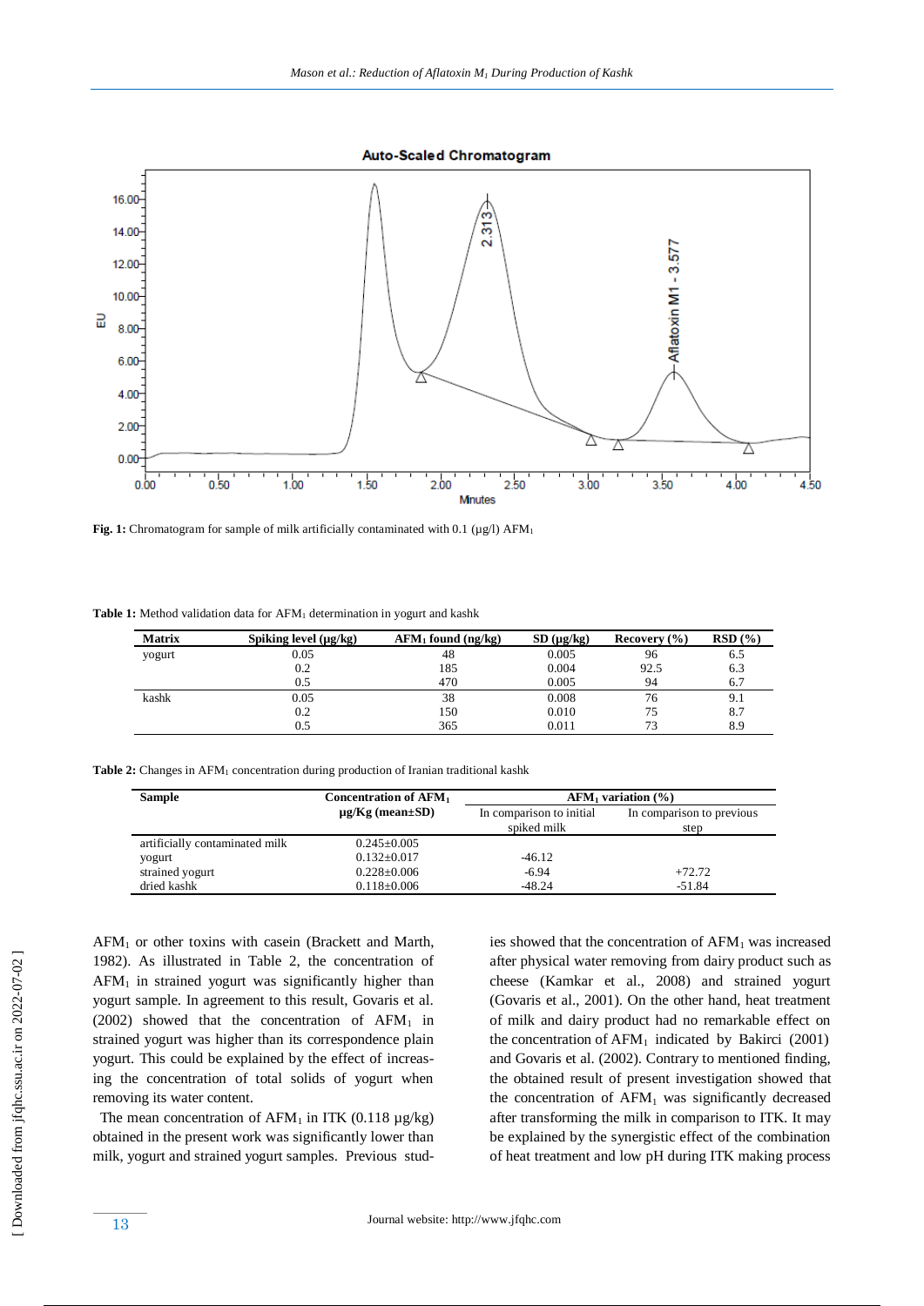Fig. 1: Chromatogram for sample of milk artificially contaminated with 0.1 (μg/l) $AFM_1$

**Table 1:** Method validation data for $AFM_1$ determination in yogurt and kashk

| Matrix | Spiking level (μg/kg) | $AFM_1$ found (ng/kg) | SD (μg/kg) | Recovery (%) | RSD (%) |
|---|---|---|---|---|---|
| yogurt | 0.05 | 48 | 0.005 | 96 | 6.5 |
| | 0.2 | 185 | 0.004 | 92.5 | 6.3 |
| | 0.5 | 470 | 0.005 | 94 | 6.7 |
| kashk | 0.05 | 38 | 0.008 | 76 | 9.1 |
| | 0.2 | 150 | 0.010 | 75 | 8.7 |
| | 0.5 | 365 | 0.011 | 73 | 8.9 |

**Table 2:** Changes in $AFM_1$ concentration during production of Iranian traditional kashk

| Sample | Concentration of $AFM_1$ μg/Kg (mean±SD) | $AFM_1$ variation (%) | |
|---|---|---|---|
| | | In comparison to initial spiked milk | In comparison to previous step |
| artificially contaminated milk | 0.245±0.005 | | |
| yogurt | 0.132±0.017 | -46.12 | |
| strained yogurt | 0.228±0.006 | -6.94 | +72.72 |
| dried kashk | 0.118±0.006 | -48.24 | -51.84 |

$AFM_1$ or other toxins with casein (Brackett and Marth, 1982). As illustrated in Table 2, the concentration of $AFM_1$ in strained yogurt was significantly higher than yogurt sample. In agreement to this result, Govaris et al. (2002) showed that the concentration of $AFM_1$ in strained yogurt was higher than its correspondence plain yogurt. This could be explained by the effect of increasing the concentration of total solids of yogurt when removing its water content.

The mean concentration of $AFM_1$ in ITK (0.118 μg/kg) obtained in the present work was significantly lower than milk, yogurt and strained yogurt samples. Previous studies showed that the concentration of $AFM_1$ was increased after physical water removing from dairy product such as cheese (Kamkar et al., 2008) and strained yogurt (Govaris et al., 2001). On the other hand, heat treatment of milk and dairy product had no remarkable effect on the concentration of $AFM_1$ indicated by Bakirci (2001) and Govaris et al. (2002). Contrary to mentioned finding, the obtained result of present investigation showed that the concentration of $AFM_1$ was significantly decreased after transforming the milk in comparison to ITK. It may be explained by the synergistic effect of the combination of heat treatment and low pH during ITK making process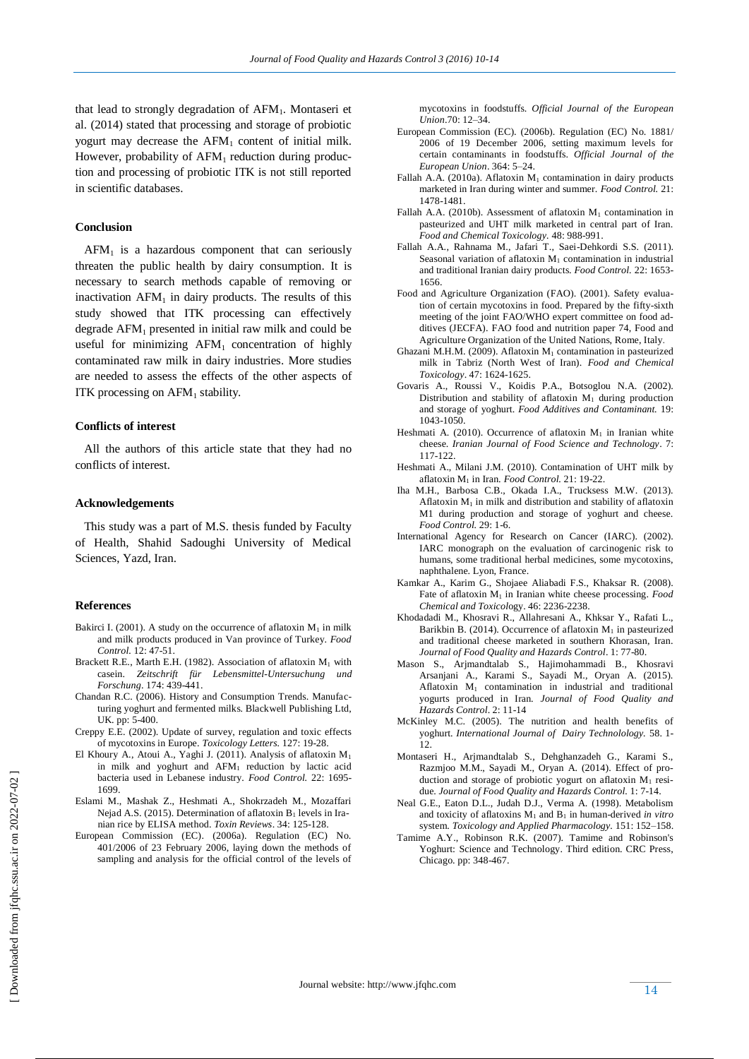that lead to strongly degradation of $AFM_1$. Montaseri et al. (2014) stated that processing and storage of probiotic yogurt may decrease the $AFM_1$ content of initial milk. However, probability of $AFM_1$ reduction during production and processing of probiotic ITK is not still reported in scientific databases.

#### Conclusion

$AFM_1$ is a hazardous component that can seriously threaten the public health by dairy consumption. It is necessary to search methods capable of removing or inactivation $AFM_1$ in dairy products. The results of this study showed that ITK processing can effectively degrade $AFM_1$ presented in initial raw milk and could be useful for minimizing $AFM_1$ concentration of highly contaminated raw milk in dairy industries. More studies are needed to assess the effects of the other aspects of ITK processing on $AFM_1$ stability.

#### Conflicts of interest

All the authors of this article state that they had no conflicts of interest.

#### Acknowledgements

This study was a part of M.S. thesis funded by Faculty of Health, Shahid Sadoughi University of Medical Sciences, Yazd, Iran.

#### References

Bakirci I. (2001). A study on the occurrence of aflatoxin $M_1$ in milk and milk products produced in Van province of Turkey. *Food Control*. 12: 47-51.

Brackett R.E., Marth E.H. (1982). Association of aflatoxin $M_1$ with casein. *Zeitschrift für Lebensmittel-Untersuchung und Forschung*. 174: 439-441.

Chandan R.C. (2006). History and Consumption Trends. Manufacturing yoghurt and fermented milks. Blackwell Publishing Ltd, UK. pp: 5-400.

Creppy E.E. (2002). Update of survey, regulation and toxic effects of mycotoxins in Europe. *Toxicology Letters*. 127: 19-28.

El Khoury A., Atoui A., Yaghi J. (2011). Analysis of aflatoxin $M_1$ in milk and yoghurt and $AFM_1$ reduction by lactic acid bacteria used in Lebanese industry. *Food Control*. 22: 1695-1699.

Eslami M., Mashak Z., Heshmati A., Shokrzadeh M., Mozaffari Nejad A.S. (2015). Determination of aflatoxin $B_1$ levels in Iranian rice by ELISA method. *Toxin Reviews*. 34: 125-128.

European Commission (EC). (2006a). Regulation (EC) No. 401/2006 of 23 February 2006, laying down the methods of sampling and analysis for the official control of the levels of mycotoxins in foodstuffs. *Official Journal of the European Union*.70: 12–34.

European Commission (EC). (2006b). Regulation (EC) No. 1881/ 2006 of 19 December 2006, setting maximum levels for certain contaminants in foodstuffs. *Official Journal of the European Union*. 364: 5–24.

Fallah A.A. (2010a). Aflatoxin $M_1$ contamination in dairy products marketed in Iran during winter and summer. *Food Control*. 21: 1478-1481.

Fallah A.A. (2010b). Assessment of aflatoxin $M_1$ contamination in pasteurized and UHT milk marketed in central part of Iran. *Food and Chemical Toxicology*. 48: 988-991.

Fallah A.A., Rahnama M., Jafari T., Saei-Dehkordi S.S. (2011). Seasonal variation of aflatoxin $M_1$ contamination in industrial and traditional Iranian dairy products. *Food Control*. 22: 1653-1656.

Food and Agriculture Organization (FAO). (2001). Safety evaluation of certain mycotoxins in food. Prepared by the fifty-sixth meeting of the joint FAO/WHO expert committee on food additives (JECFA). FAO food and nutrition paper 74, Food and Agriculture Organization of the United Nations, Rome, Italy.

Ghazani M.H.M. (2009). Aflatoxin $M_1$ contamination in pasteurized milk in Tabriz (North West of Iran). *Food and Chemical Toxicology*. 47: 1624-1625.

Govaris A., Roussi V., Koidis P.A., Botsoglou N.A. (2002). Distribution and stability of aflatoxin $M_1$ during production and storage of yoghurt. *Food Additives and Contaminant*. 19: 1043-1050.

Heshmati A. (2010). Occurrence of aflatoxin $M_1$ in Iranian white cheese. *Iranian Journal of Food Science and Technology*. 7: 117-122.

Heshmati A., Milani J.M. (2010). Contamination of UHT milk by aflatoxin $M_1$ in Iran. *Food Control*. 21: 19-22.

Iha M.H., Barbosa C.B., Okada I.A., Trucksess M.W. (2013). Aflatoxin $M_1$ in milk and distribution and stability of aflatoxin M1 during production and storage of yoghurt and cheese. *Food Control*. 29: 1-6.

International Agency for Research on Cancer (IARC). (2002). IARC monograph on the evaluation of carcinogenic risk to humans, some traditional herbal medicines, some mycotoxins, naphthalene. Lyon, France.

Kamkar A., Karim G., Shojaee Aliabadi F.S., Khaksar R. (2008). Fate of aflatoxin $M_1$ in Iranian white cheese processing. *Food Chemical and Toxicology*. 46: 2236-2238.

Khodadadi M., Khosravi R., Allahresani A., Khksar Y., Rafati L., Barikbin B. (2014). Occurrence of aflatoxin $M_1$ in pasteurized and traditional cheese marketed in southern Khorasan, Iran. *Journal of Food Quality and Hazards Control*. 1: 77-80.

Mason S., Arjmandtalab S., Hajimohammadi B., Khosravi Arsanjani A., Karami S., Sayadi M., Oryan A. (2015). Aflatoxin $M_1$ contamination in industrial and traditional yogurts produced in Iran. *Journal of Food Quality and Hazards Control*. 2: 11-14

McKinley M.C. (2005). The nutrition and health benefits of yoghurt. *International Journal of Dairy Technolology*. 58. 1-12.

Montaseri H., Arjmandtalab S., Dehghanzadeh G., Karami S., Razmjoo M.M., Sayadi M., Oryan A. (2014). Effect of production and storage of probiotic yogurt on aflatoxin $M_1$ residue. *Journal of Food Quality and Hazards Control*. 1: 7-14.

Neal G.E., Eaton D.L., Judah D.J., Verma A. (1998). Metabolism and toxicity of aflatoxins $M_1$ and $B_1$ in human-derived *in vitro* system. *Toxicology and Applied Pharmacology*. 151: 152–158.

Tamime A.Y., Robinson R.K. (2007). Tamime and Robinson's Yoghurt: Science and Technology. Third edition. CRC Press, Chicago. pp: 348-467.